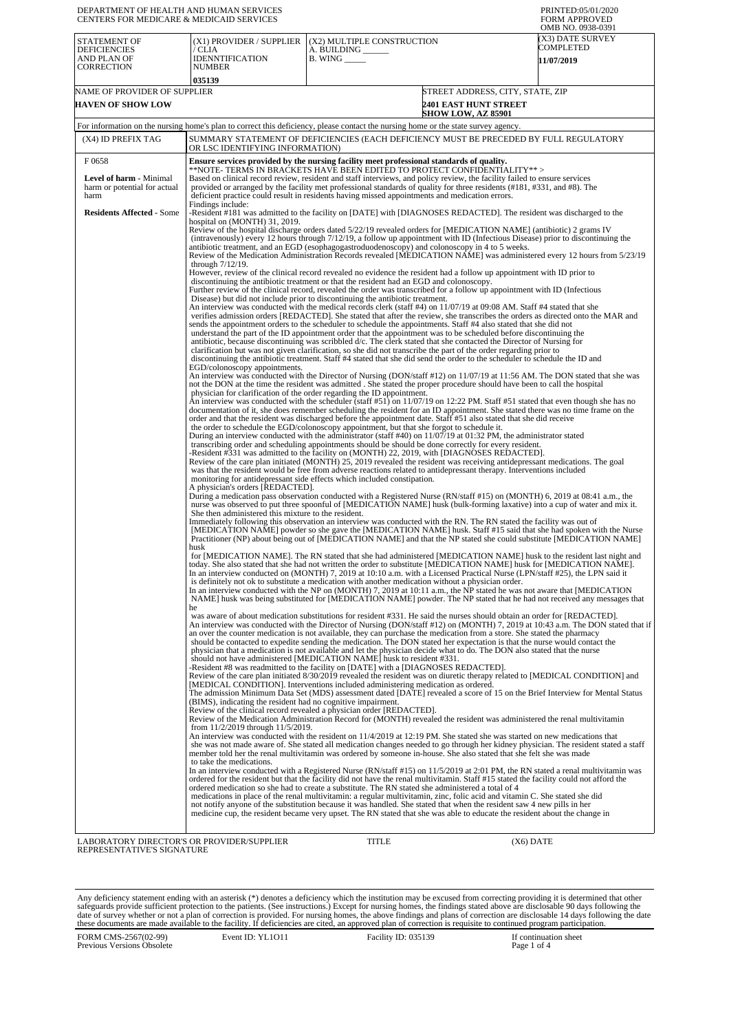DEPARTMENT OF HEALTH AND HUMAN SERVICES
CENTERS FOR MEDICARE & MEDICAID SERVICES

PRINTED:05/01/2020
FORM APPROVED
OMB NO. 0938-0391

| STATEMENT OF DEFICIENCIES AND PLAN OF CORRECTION | (X1) PROVIDER / SUPPLIER / CLIA IDENNTIFICATION NUMBER | (X2) MULTIPLE CONSTRUCTION A. BUILDING ______ B. WING _____ | (X3) DATE SURVEY COMPLETED |
|---|---|---|---|
| | 035139 | | 11/07/2019 |

| NAME OF PROVIDER OF SUPPLIER | STREET ADDRESS, CITY, STATE, ZIP |
|---|---|
| HAVEN OF SHOW LOW | 2401 EAST HUNT STREET SHOW LOW, AZ 85901 |

For information on the nursing home's plan to correct this deficiency, please contact the nursing home or the state survey agency.

| (X4) ID PREFIX TAG | SUMMARY STATEMENT OF DEFICIENCIES (EACH DEFICIENCY MUST BE PRECEDED BY FULL REGULATORY OR LSC IDENTIFYING INFORMATION) |
|---|---|
| F 0658<br><br>**Level of harm** - Minimal harm or potential for actual harm<br><br>**Residents Affected** - Some | **Ensure services provided by the nursing facility meet professional standards of quality.**<br>**NOTE- TERMS IN BRACKETS HAVE BEEN EDITED TO PROTECT CONFIDENTIALITY** ><br>Based on clinical record review, resident and staff interviews, and policy review, the facility failed to ensure services provided or arranged by the facility met professional standards of quality for three residents (#181, #331, and #8). The deficient practice could result in residents having missed appointments and medication errors.<br>Findings include:<br>-Resident #181 was admitted to the facility on [DATE] with [DIAGNOSES REDACTED]. The resident was discharged to the hospital on (MONTH) 31, 2019.<br>Review of the hospital discharge orders dated 5/22/19 revealed orders for [MEDICATION NAME] (antibiotic) 2 grams IV (intravenously) every 12 hours through 7/12/19, a follow up appointment with ID (Infectious Disease) prior to discontinuing the antibiotic treatment, and an EGD (esophagogastroduodenoscopy) and colonoscopy in 4 to 5 weeks.<br>Review of the Medication Administration Records revealed [MEDICATION NAME] was administered every 12 hours from 5/23/19 through 7/12/19.<br>However, review of the clinical record revealed no evidence the resident had a follow up appointment with ID prior to discontinuing the antibiotic treatment or that the resident had an EGD and colonoscopy.<br>Further review of the clinical record, revealed the order was transcribed for a follow up appointment with ID (Infectious Disease) but did not include prior to discontinuing the antibiotic treatment.<br>An interview was conducted with the medical records clerk (staff #4) on 11/07/19 at 09:08 AM. Staff #4 stated that she verifies admission orders [REDACTED]. She stated that after the review, she transcribes the orders as directed onto the MAR and sends the appointment orders to the scheduler to schedule the appointments. Staff #4 also stated that she did not understand the part of the ID appointment order that the appointment was to be scheduled before discontinuing the antibiotic, because discontinuing was scribbled d/c. The clerk stated that she contacted the Director of Nursing for clarification but was not given clarification, so she did not transcribe the part of the order regarding prior to discontinuing the antibiotic treatment. Staff #4 stated that she did send the order to the scheduler to schedule the ID and EGD/colonoscopy appointments.<br>An interview was conducted with the Director of Nursing (DON/staff #12) on 11/07/19 at 11:56 AM. The DON stated that she was not the DON at the time the resident was admitted . She stated the proper procedure should have been to call the hospital physician for clarification of the order regarding the ID appointment.<br>An interview was conducted with the scheduler (staff #51) on 11/07/19 at 12:22 PM. Staff #51 stated that even though she has no documentation of it, she does remember scheduling the resident for an ID appointment. She stated there was no time frame on the order and that the resident was discharged before the appointment date. Staff #51 also stated that she did receive the order to schedule the EGD/colonoscopy appointment, but that she forgot to schedule it.<br>During an interview conducted with the administrator (staff #40) on 11/07/19 at 01:32 PM, the administrator stated transcribing order and scheduling appointments should be done correctly for every resident.<br>-Resident #331 was admitted to the facility on (MONTH) 22, 2019, with [DIAGNOSES REDACTED].<br>Review of the care plan initiated (MONTH) 25, 2019 revealed the resident was receiving antidepressant medications. The goal was that the resident would be free from adverse reactions related to antidepressant therapy. Interventions included monitoring for antidepressant side effects which included constipation.<br>A physician's orders [REDACTED].<br>During a medication pass observation conducted with a Registered Nurse (RN/staff #15) on (MONTH) 6, 2019 at 08:41 a.m., the nurse was observed to put three spoonful of [MEDICATION NAME] husk (bulk-forming laxative) into a cup of water and mix it. She then administered this mixture to the resident.<br>Immediately following this observation an interview was conducted with the RN. The RN stated the facility was out of [MEDICATION NAME] powder so she gave the [MEDICATION NAME] husk. Staff #15 said that she had spoken with the Nurse Practitioner (NP) about being out of [MEDICATION NAME] and that the NP stated she could substitute [MEDICATION NAME] husk<br>for [MEDICATION NAME]. The RN stated that she had administered [MEDICATION NAME] husk to the resident last night and today. She also stated that she had not written the order to substitute [MEDICATION NAME] husk for [MEDICATION NAME].<br>In an interview conducted on (MONTH) 7, 2019 at 10:10 a.m. with a Licensed Practical Nurse (LPN/staff #25), the LPN said it is definitely not ok to substitute a medication with another medication without a physician order.<br>In an interview conducted with the NP on (MONTH) 7, 2019 at 10:11 a.m., the NP stated he was not aware that [MEDICATION NAME] husk was being substituted for [MEDICATION NAME] powder. The NP stated that he had not received any messages that he<br>was aware of about medication substitutions for resident #331. He said the nurses should obtain an order for [REDACTED].<br>An interview was conducted with the Director of Nursing (DON/staff #12) on (MONTH) 7, 2019 at 10:43 a.m. The DON stated that if an over the counter medication is not available, they can purchase the medication from a store. She stated the pharmacy should be contacted to expedite sending the medication. The DON stated her expectation is that the nurse would contact the physician that a medication is not available and let the physician decide what to do. The DON also stated that the nurse should not have administered [MEDICATION NAME] husk to resident #331.<br>-Resident #8 was readmitted to the facility on [DATE] with a [DIAGNOSES REDACTED].<br>Review of the care plan initiated 8/30/2019 revealed the resident was on diuretic therapy related to [MEDICAL CONDITION] and [MEDICAL CONDITION]. Interventions included administering medication as ordered.<br>The admission Minimum Data Set (MDS) assessment dated [DATE] revealed a score of 15 on the Brief Interview for Mental Status (BIMS), indicating the resident had no cognitive impairment.<br>Review of the clinical record revealed a physician order [REDACTED].<br>Review of the Medication Administration Record for (MONTH) revealed the resident was administered the renal multivitamin from 11/2/2019 through 11/5/2019.<br>An interview was conducted with the resident on 11/4/2019 at 12:19 PM. She stated she was started on new medications that she was not made aware of. She stated all medication changes needed to go through her kidney physician. The resident stated a staff member told her the renal multivitamin was ordered by someone in-house. She also stated that she felt she was made to take the medications.<br>In an interview conducted with a Registered Nurse (RN/staff #15) on 11/5/2019 at 2:01 PM, the RN stated a renal multivitamin was ordered for the resident but that the facility did not have the renal multivitamin. Staff #15 stated the facility could not afford the ordered medication so she had to create a substitute. The RN stated she administered a total of 4 medications in place of the renal multivitamin: a regular multivitamin, zinc, folic acid and vitamin C. She stated she did not notify anyone of the substitution because it was handled. She stated that when the resident saw 4 new pills in her medicine cup, the resident became very upset. The RN stated that she was able to educate the resident about the change in |

LABORATORY DIRECTOR'S OR PROVIDER/SUPPLIER REPRESENTATIVE'S SIGNATURE | TITLE | (X6) DATE

Any deficiency statement ending with an asterisk (*) denotes a deficiency which the institution may be excused from correcting providing it is determined that other safeguards provide sufficient protection to the patients. (See instructions.) Except for nursing homes, the findings stated above are disclosable 90 days following the date of survey whether or not a plan of correction is provided. For nursing homes, the above findings and plans of correction are disclosable 14 days following the date these documents are made available to the facility. If deficiencies are cited, an approved plan of correction is requisite to continued program participation.

FORM CMS-2567(02-99) Previous Versions Obsolete | Event ID: YL1O11 | Facility ID: 035139 | If continuation sheet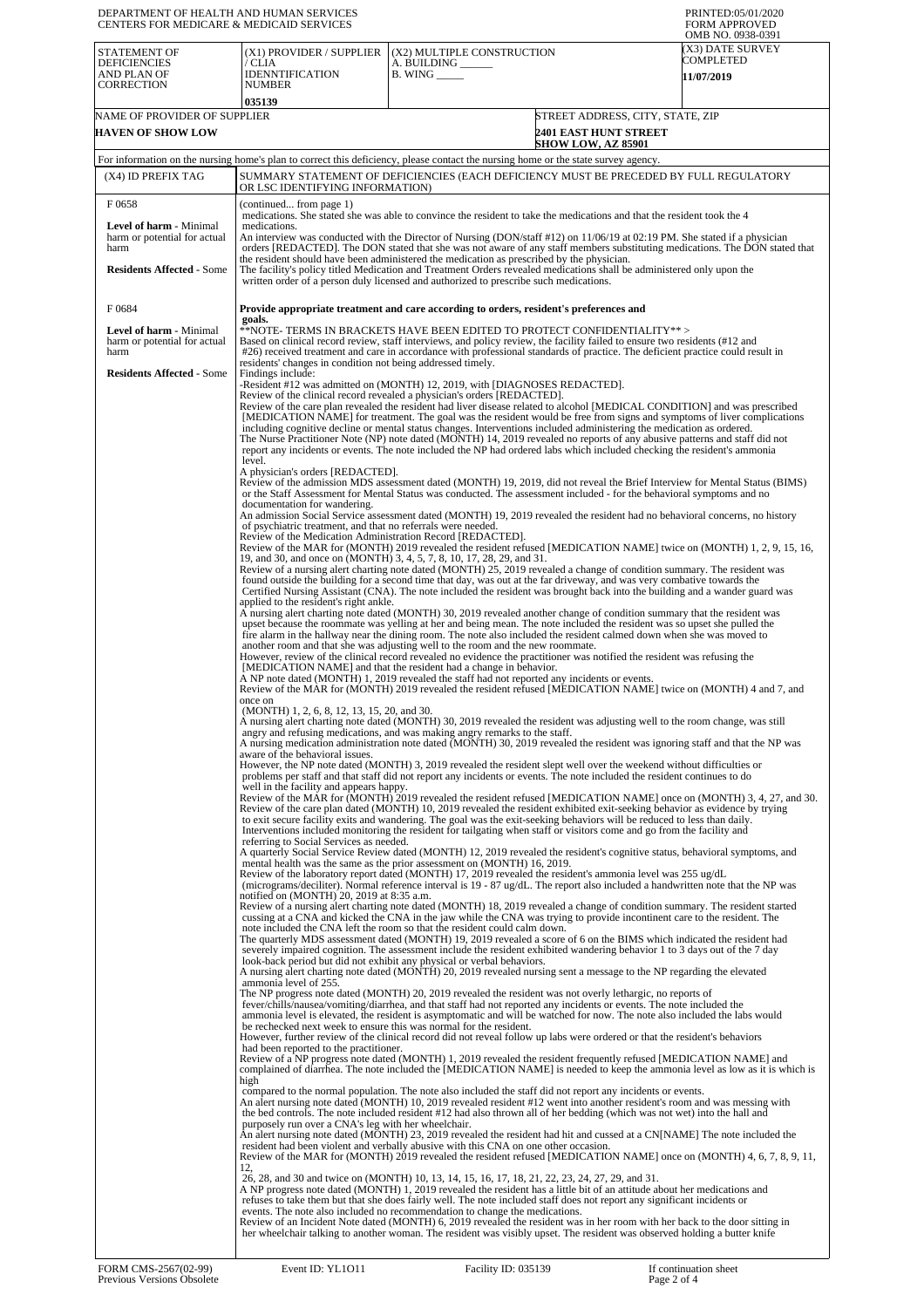DEPARTMENT OF HEALTH AND HUMAN SERVICES
CENTERS FOR MEDICARE & MEDICAID SERVICES

PRINTED:05/01/2020
FORM APPROVED
OMB NO. 0938-0391

| STATEMENT OF DEFICIENCIES AND PLAN OF CORRECTION | (X1) PROVIDER / SUPPLIER / CLIA IDENNTIFICATION NUMBER | (X2) MULTIPLE CONSTRUCTION A. BUILDING ______ B. WING _____ | (X3) DATE SURVEY COMPLETED |
|---|---|---|---|
| | 035139 | | 11/07/2019 |

| NAME OF PROVIDER OF SUPPLIER | STREET ADDRESS, CITY, STATE, ZIP |
|---|---|
| HAVEN OF SHOW LOW | 2401 EAST HUNT STREET SHOW LOW, AZ 85901 |

For information on the nursing home's plan to correct this deficiency, please contact the nursing home or the state survey agency.

| (X4) ID PREFIX TAG | SUMMARY STATEMENT OF DEFICIENCIES (EACH DEFICIENCY MUST BE PRECEDED BY FULL REGULATORY OR LSC IDENTIFYING INFORMATION) |
|---|---|
| F 0658<br><br>**Level of harm** - Minimal harm or potential for actual harm<br><br>**Residents Affected** - Some | (continued... from page 1)<br>medications. She stated she was able to convince the resident to take the medications and that the resident took the 4 medications.<br>An interview was conducted with the Director of Nursing (DON/staff #12) on 11/06/19 at 02:19 PM. She stated if a physician orders [REDACTED]. The DON stated that she was not aware of any staff members substituting medications. The DON stated that the resident should have been administered the medication as prescribed by the physician.<br>The facility's policy titled Medication and Treatment Orders revealed medications shall be administered only upon the written order of a person duly licensed and authorized to prescribe such medications. |
| F 0684<br><br>**Level of harm** - Minimal harm or potential for actual harm<br><br>**Residents Affected** - Some | **Provide appropriate treatment and care according to orders, resident's preferences and goals.**<br>**NOTE- TERMS IN BRACKETS HAVE BEEN EDITED TO PROTECT CONFIDENTIALITY** ><br>Based on clinical record review, staff interviews, and policy review, the facility failed to ensure two residents (#12 and #26) received treatment and care in accordance with professional standards of practice. The deficient practice could result in residents' changes in condition not being addressed timely.<br>Findings include:<br>-Resident #12 was admitted on (MONTH) 12, 2019, with [DIAGNOSES REDACTED].<br>Review of the clinical record revealed a physician's orders [REDACTED].<br>Review of the care plan revealed the resident had liver disease related to alcohol [MEDICAL CONDITION] and was prescribed [MEDICATION NAME] for treatment. The goal was the resident would be free from signs and symptoms of liver complications including cognitive decline or mental status changes. Interventions included administering the medication as ordered.<br>The Nurse Practitioner Note (NP) note dated (MONTH) 14, 2019 revealed no reports of any abusive patterns and staff did not report any incidents or events. The note included the NP had ordered labs which included checking the resident's ammonia level.<br>A physician's orders [REDACTED].<br>Review of the admission MDS assessment dated (MONTH) 19, 2019, did not reveal the Brief Interview for Mental Status (BIMS) or the Staff Assessment for Mental Status was conducted. The assessment included - for the behavioral symptoms and no documentation for wandering.<br>An admission Social Service assessment dated (MONTH) 19, 2019 revealed the resident had no behavioral concerns, no history of psychiatric treatment, and that no referrals were needed.<br>Review of the Medication Administration Record [REDACTED].<br>Review of the MAR for (MONTH) 2019 revealed the resident refused [MEDICATION NAME] twice on (MONTH) 1, 2, 9, 15, 16, 19, and 30, and once on (MONTH) 3, 4, 5, 7, 8, 10, 17, 28, 29, and 31.<br>Review of a nursing alert charting note dated (MONTH) 25, 2019 revealed a change of condition summary. The resident was found outside the building for a second time that day, was out at the far driveway, and was very combative towards the Certified Nursing Assistant (CNA). The note included the resident was brought back into the building and a wander guard was applied to the resident's right ankle.<br>A nursing alert charting note dated (MONTH) 30, 2019 revealed another change of condition summary that the resident was upset because the roommate was yelling at her and being mean. The note included the resident was so upset she pulled the fire alarm in the hallway near the dining room. The note also included the resident calmed down when she was moved to another room and that she was adjusting well to the room and the new roommate.<br>However, review of the clinical record revealed no evidence the practitioner was notified the resident was refusing the [MEDICATION NAME] and that the resident had a change in behavior.<br>A NP note dated (MONTH) 1, 2019 revealed the staff had not reported any incidents or events.<br>Review of the MAR for (MONTH) 2019 revealed the resident refused [MEDICATION NAME] twice on (MONTH) 4 and 7, and once on<br>(MONTH) 1, 2, 6, 8, 12, 13, 15, 20, and 30.<br>A nursing alert charting note dated (MONTH) 30, 2019 revealed the resident was adjusting well to the room change, was still angry and refusing medications, and was making angry remarks to the staff.<br>A nursing medication administration note dated (MONTH) 30, 2019 revealed the resident was ignoring staff and that the NP was aware of the behavioral issues.<br>However, the NP note dated (MONTH) 3, 2019 revealed the resident slept well over the weekend without difficulties or problems per staff and that staff did not report any incidents or events. The note included the resident continues to do well in the facility and appears happy.<br>Review of the MAR for (MONTH) 2019 revealed the resident refused [MEDICATION NAME] once on (MONTH) 3, 4, 27, and 30.<br>Review of the care plan dated (MONTH) 10, 2019 revealed the resident exhibited exit-seeking behavior as evidence by trying to exit secure facility exits and wandering. The goal was the exit-seeking behaviors will be reduced to less than daily. Interventions included monitoring the resident for tailgating when staff or visitors come and go from the facility and referring to Social Services as needed.<br>A quarterly Social Service Review dated (MONTH) 12, 2019 revealed the resident's cognitive status, behavioral symptoms, and mental health was the same as the prior assessment on (MONTH) 16, 2019.<br>Review of the laboratory report dated (MONTH) 17, 2019 revealed the resident's ammonia level was 255 ug/dL (micrograms/deciliter). Normal reference interval is 19 - 87 ug/dL. The report also included a handwritten note that the NP was notified on (MONTH) 20, 2019 at 8:35 a.m.<br>Review of a nursing alert charting note dated (MONTH) 18, 2019 revealed a change of condition summary. The resident started cussing at a CNA and kicked the CNA in the jaw while the CNA was trying to provide incontinent care to the resident. The note included the CNA left the room so that the resident could calm down.<br>The quarterly MDS assessment dated (MONTH) 19, 2019 revealed a score of 6 on the BIMS which indicated the resident had severely impaired cognition. The assessment include the resident exhibited wandering behavior 1 to 3 days out of the 7 day look-back period but did not exhibit any physical or verbal behaviors.<br>A nursing alert charting note dated (MONTH) 20, 2019 revealed nursing sent a message to the NP regarding the elevated ammonia level of 255.<br>The NP progress note dated (MONTH) 20, 2019 revealed the resident was not overly lethargic, no reports of fever/chills/nausea/vomiting/diarrhea, and that staff had not reported any incidents or events. The note included the ammonia level is elevated, the resident is asymptomatic and will be watched for now. The note also included the labs would be rechecked next week to ensure this was normal for the resident.<br>However, further review of the clinical record did not reveal follow up labs were ordered or that the resident's behaviors had been reported to the practitioner.<br>Review of a NP progress note dated (MONTH) 1, 2019 revealed the resident frequently refused [MEDICATION NAME] and complained of diarrhea. The note included the [MEDICATION NAME] is needed to keep the ammonia level as low as it is which is high<br>compared to the normal population. The note also included the staff did not report any incidents or events.<br>An alert nursing note dated (MONTH) 10, 2019 revealed resident #12 went into another resident's room and was messing with the bed controls. The note included resident #12 had also thrown all of her bedding (which was not wet) into the hall and purposely run over a CNA's leg with her wheelchair.<br>An alert nursing note dated (MONTH) 23, 2019 revealed the resident had hit and cussed at a CN[NAME] The note included the resident had been violent and verbally abusive with this CNA on one other occasion.<br>Review of the MAR for (MONTH) 2019 revealed the resident refused [MEDICATION NAME] once on (MONTH) 4, 6, 7, 8, 9, 11, 12,<br>26, 28, and 30 and twice on (MONTH) 10, 13, 14, 15, 16, 17, 18, 21, 22, 23, 24, 27, 29, and 31.<br>A NP progress note dated (MONTH) 1, 2019 revealed the resident has a little bit of an attitude about her medications and refuses to take them but that she does fairly well. The note included staff does not report any significant incidents or events. The note also included no recommendation to change the medications.<br>Review of an Incident Note dated (MONTH) 6, 2019 revealed the resident was in her room with her back to the door sitting in her wheelchair talking to another woman. The resident was visibly upset. The resident was observed holding a butter knife |

FORM CMS-2567(02-99) Previous Versions Obsolete | Event ID: YL1O11 | Facility ID: 035139 | If continuation sheet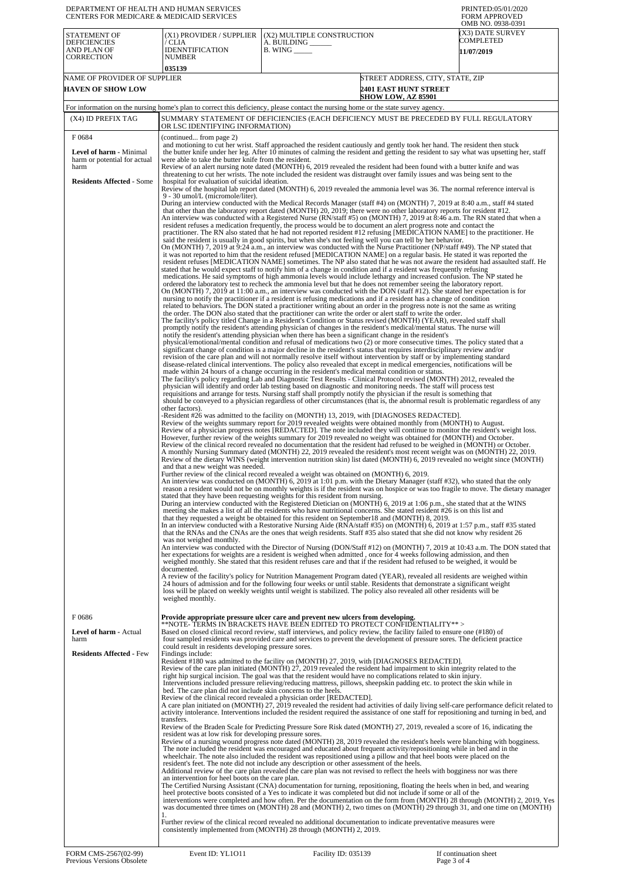DEPARTMENT OF HEALTH AND HUMAN SERVICES
CENTERS FOR MEDICARE & MEDICAID SERVICES

PRINTED:05/01/2020
FORM APPROVED
OMB NO. 0938-0391

| STATEMENT OF DEFICIENCIES AND PLAN OF CORRECTION | (X1) PROVIDER / SUPPLIER / CLIA IDENNTIFICATION NUMBER | (X2) MULTIPLE CONSTRUCTION A. BUILDING ______ B. WING _____ | (X3) DATE SURVEY COMPLETED |
|---|---|---|---|
| | 035139 | | 11/07/2019 |

| NAME OF PROVIDER OF SUPPLIER | STREET ADDRESS, CITY, STATE, ZIP |
|---|---|
| HAVEN OF SHOW LOW | 2401 EAST HUNT STREET SHOW LOW, AZ 85901 |

For information on the nursing home's plan to correct this deficiency, please contact the nursing home or the state survey agency.

| (X4) ID PREFIX TAG | SUMMARY STATEMENT OF DEFICIENCIES (EACH DEFICIENCY MUST BE PRECEDED BY FULL REGULATORY OR LSC IDENTIFYING INFORMATION) |
|---|---|
| F 0684 **Level of harm** - Minimal harm or potential for actual harm **Residents Affected** - Some | (continued... from page 2) and motioning to cut her wrist. Staff approached the resident cautiously and gently took her hand. The resident then stuck the butter knife under her leg. After 10 minutes of calming the resident and getting the resident to say what was upsetting her, staff were able to take the butter knife from the resident. Review of an alert nursing note dated (MONTH) 6, 2019 revealed the resident had been found with a butter knife and was threatening to cut her wrists. The note included the resident was distraught over family issues and was being sent to the hospital for evaluation of suicidal ideation. Review of the hospital lab report dated (MONTH) 6, 2019 revealed the ammonia level was 36. The normal reference interval is 9 - 30 umol/L (micromole/liter). During an interview conducted with the Medical Records Manager (staff #4) on (MONTH) 7, 2019 at 8:40 a.m., staff #4 stated that other than the laboratory report dated (MONTH) 20, 2019; there were no other laboratory reports for resident #12. An interview was conducted with a Registered Nurse (RN/staff #5) on (MONTH) 7, 2019 at 8:46 a.m. The RN stated that when a resident refuses a medication frequently, the process would be to document an alert progress note and contact the practitioner. The RN also stated that he had not reported resident #12 refusing [MEDICATION NAME] to the practitioner. He said the resident is usually in good spirits, but when she's not feeling well you can tell by her behavior. On (MONTH) 7, 2019 at 9:24 a.m., an interview was conducted with the Nurse Practitioner (NP/staff #49). The NP stated that it was not reported to him that the resident refused [MEDICATION NAME] on a regular basis. He stated it was reported the resident refuses [MEDICATION NAME] sometimes. The NP also stated that he was not aware the resident had assaulted staff. He stated that he would expect staff to notify him of a change in condition and if a resident was frequently refusing medications and if a resident has a change of condition. He said symptoms of high ammonia levels would include lethargy and increased confusion. The NP stated he ordered the laboratory test to recheck the ammonia level but that he does not remember seeing the laboratory report. On (MONTH) 7, 2019 at 11:00 a.m., an interview was conducted with the DON (staff #12). She stated her expectation is for nursing to notify the practitioner if a resident is refusing medications and if a resident has a change of condition related to behaviors. The DON stated a practitioner writing about an order in the progress note is not the same as writing the order. The DON also stated that the practitioner can write the order or alert staff to write the order. The facility's policy titled Change in a Resident's Condition or Status revised (MONTH) (YEAR), revealed staff shall promptly notify the resident's attending physician of changes in the resident's medical/mental status. The nurse will notify the resident's attending physician when there has been a significant change in the resident's physical/emotional/mental condition and refusal of medications two (2) or more consecutive times. The policy stated that a significant change of condition is a major decline in the resident's status that requires interdisciplinary review and/or revision of the care plan and will not normally resolve itself without intervention by staff or by implementing standard disease-related clinical interventions. The policy also revealed that except in medical emergencies, notifications will be made within 24 hours of a change occurring in the resident's medical mental condition or status. The facility's policy regarding Lab and Diagnostic Test Results - Clinical Protocol revised (MONTH) 2012, revealed the physician will identify and order lab testing based on diagnostic and monitoring needs. The staff will process test requisitions and arrange for tests. Nursing staff shall promptly notify the physician if the result is something that should be conveyed to a physician regardless of other circumstances (that is, the abnormal result is problematic regardless of any other factors). -Resident #26 was admitted to the facility on (MONTH) 13, 2019, with [DIAGNOSES REDACTED]. Review of the weights summary report for 2019 revealed weights were obtained monthly from (MONTH) to August. Review of a physician progress notes [REDACTED]. The note included they will continue to monitor the resident's weight loss. However, further review of the weights summary for 2019 revealed no weight was obtained for (MONTH) and October. Review of the clinical record revealed no documentation that the resident had refused to be weighed in (MONTH) or October. A monthly Nursing Summary dated (MONTH) 22, 2019 revealed the resident's most recent weight was on (MONTH) 22, 2019. Review of the dietary WINS (weight intervention nutrition skin) list dated (MONTH) 6, 2019 revealed no weight since (MONTH) and that a new weight was needed. Further review of the clinical record revealed a weight was obtained on (MONTH) 6, 2019. An interview was conducted on (MONTH) 6, 2019 at 1:01 p.m. with the Dietary Manager (staff #32), who stated that the only reason a resident would not be on monthly weights is if the resident was on hospice or was too fragile to move. The dietary manager stated that they have been requesting weights for this resident from nursing. During an interview conducted with the Registered Dietician on (MONTH) 6, 2019 at 1:06 p.m., she stated that at the WINS meeting she makes a list of all the residents who have nutritional concerns. She stated resident #26 is on this list and that they requested a weight be obtained for this resident on September18 and (MONTH) 8, 2019. In an interview conducted with a Restorative Nursing Aide (RNA/staff #35) on (MONTH) 6, 2019 at 1:57 p.m., staff #35 stated that the RNAs and the CNAs are the ones that weigh residents. Staff #35 also stated that she did not know why resident 26 was not weighed monthly. An interview was conducted with the Director of Nursing (DON/Staff #12) on (MONTH) 7, 2019 at 10:43 a.m. The DON stated that her expectations for weights are a resident is weighed when admitted , once for 4 weeks following admission, and then weighed monthly. She stated that this resident refuses care and that if the resident had refused to be weighed, it would be documented. A review of the facility's policy for Nutrition Management Program dated (YEAR), revealed all residents are weighed within 24 hours of admission and for the following four weeks or until stable. Residents that demonstrate a significant weight loss will be placed on weekly weights until weight is stabilized. The policy also revealed all other residents will be weighed monthly. |
| F 0686 **Level of harm** - Actual harm **Residents Affected** - Few | **Provide appropriate pressure ulcer care and prevent new ulcers from developing.** **NOTE- TERMS IN BRACKETS HAVE BEEN EDITED TO PROTECT CONFIDENTIALITY** > Based on closed clinical record review, staff interviews, and policy review, the facility failed to ensure one (#180) of four sampled residents was provided care and services to prevent the development of pressure sores. The deficient practice could result in residents developing pressure sores. Findings include: Resident #180 was admitted to the facility on (MONTH) 27, 2019, with [DIAGNOSES REDACTED]. Review of the care plan initiated (MONTH) 27, 2019 revealed the resident had impairment to skin integrity related to the right hip surgical incision. The goal was that the resident would have no complications related to skin injury. Interventions included pressure relieving/reducing mattress, pillows, sheepskin padding etc. to protect the skin while in bed. The care plan did not include skin concerns to the heels. Review of the clinical record revealed a physician order [REDACTED]. A care plan initiated on (MONTH) 27, 2019 revealed the resident had activities of daily living self-care performance deficit related to activity intolerance. Interventions included the resident required the assistance of one staff for repositioning and turning in bed, and transfers. Review of the Braden Scale for Predicting Pressure Sore Risk dated (MONTH) 27, 2019, revealed a score of 16, indicating the resident was at low risk for developing pressure sores. Review of a nursing wound progress note dated (MONTH) 28, 2019 revealed the resident's heels were blanching with bogginess. The note included the resident was encouraged and educated about frequent activity/repositioning while in bed and in the wheelchair. The note also included the resident was repositioned using a pillow and that heel boots were placed on the resident's feet. The note did not include any description or other assessment of the heels. Additional review of the care plan revealed the care plan was not revised to reflect the heels with bogginess nor was there an intervention for heel boots on the care plan. The Certified Nursing Assistant (CNA) documentation for turning, repositioning, floating the heels when in bed, and wearing heel protective boots consisted of a Yes to indicate it was completed but did not include if some or all of the interventions were completed and how often. Per the documentation on the form from (MONTH) 28 through (MONTH) 2, 2019, Yes was documented three times on (MONTH) 28 and (MONTH) 2, two times on (MONTH) 29 through 31, and one time on (MONTH) 1. Further review of the clinical record revealed no additional documentation to indicate preventative measures were consistently implemented from (MONTH) 28 through (MONTH) 2, 2019. |

FORM CMS-2567(02-99) Previous Versions Obsolete | Event ID: YL1O11 | Facility ID: 035139 | If continuation sheet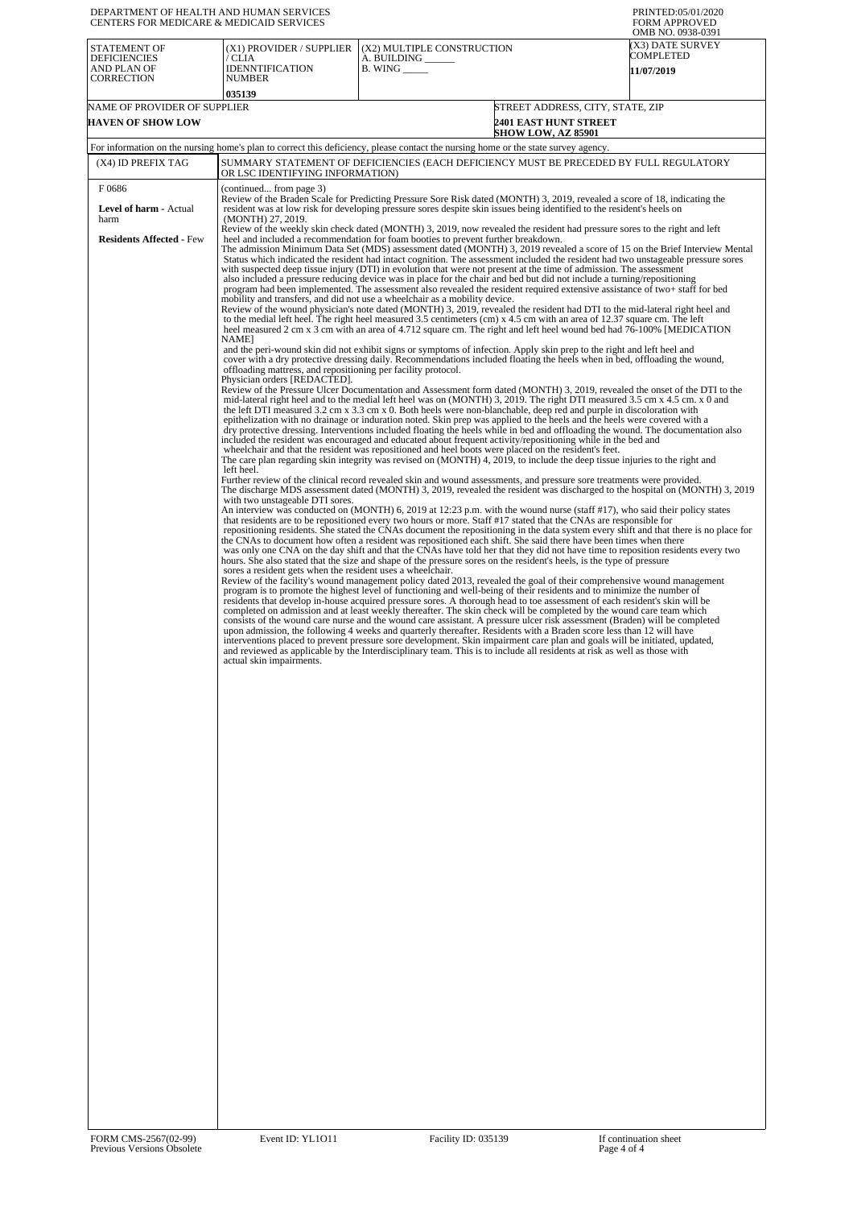DEPARTMENT OF HEALTH AND HUMAN SERVICES
CENTERS FOR MEDICARE & MEDICAID SERVICES

PRINTED:05/01/2020
FORM APPROVED
OMB NO. 0938-0391

| STATEMENT OF DEFICIENCIES AND PLAN OF CORRECTION | (X1) PROVIDER / SUPPLIER / CLIA IDENNTIFICATION NUMBER | (X2) MULTIPLE CONSTRUCTION | (X3) DATE SURVEY COMPLETED |
|---|---|---|---|
| | 035139 | A. BUILDING ______ B. WING _____ | 11/07/2019 |

| NAME OF PROVIDER OF SUPPLIER | STREET ADDRESS, CITY, STATE, ZIP |
|---|---|
| HAVEN OF SHOW LOW | 2401 EAST HUNT STREET SHOW LOW, AZ 85901 |

For information on the nursing home's plan to correct this deficiency, please contact the nursing home or the state survey agency.

| (X4) ID PREFIX TAG | SUMMARY STATEMENT OF DEFICIENCIES (EACH DEFICIENCY MUST BE PRECEDED BY FULL REGULATORY OR LSC IDENTIFYING INFORMATION) |
|---|---|
| F 0686<br><br>**Level of harm** - Actual harm<br><br>**Residents Affected** - Few | (continued... from page 3)<br>Review of the Braden Scale for Predicting Pressure Sore Risk dated (MONTH) 3, 2019, revealed a score of 18, indicating the resident was at low risk for developing pressure sores despite skin issues being identified to the resident's heels on (MONTH) 27, 2019.<br>Review of the weekly skin check dated (MONTH) 3, 2019, now revealed the resident had pressure sores to the right and left heel and included a recommendation for foam booties to prevent further breakdown.<br>The admission Minimum Data Set (MDS) assessment dated (MONTH) 3, 2019 revealed a score of 15 on the Brief Interview Mental Status which indicated the resident had intact cognition. The assessment included the resident had two unstageable pressure sores with suspected deep tissue injury (DTI) in evolution that were not present at the time of admission. The assessment also included a pressure reducing device was in place for the chair and bed but did not include a turning/repositioning program had been implemented. The assessment also revealed the resident required extensive assistance of two+ staff for bed mobility and transfers, and did not use a wheelchair as a mobility device.<br>Review of the wound physician's note dated (MONTH) 3, 2019, revealed the resident had DTI to the mid-lateral right heel and to the medial left heel. The right heel measured 3.5 centimeters (cm) x 4.5 cm with an area of 12.37 square cm. The left heel measured 2 cm x 3 cm with an area of 4.712 square cm. The right and left heel wound bed had 76-100% [MEDICATION NAME] and the peri-wound skin did not exhibit signs or symptoms of infection. Apply skin prep to the right and left heel and cover with a dry protective dressing daily. Recommendations included floating the heels when in bed, offloading the wound, offloading mattress, and repositioning per facility protocol.<br>Physician orders [REDACTED].<br>Review of the Pressure Ulcer Documentation and Assessment form dated (MONTH) 3, 2019, revealed the onset of the DTI to the mid-lateral right heel and to the medial left heel was on (MONTH) 3, 2019. The right DTI measured 3.5 cm x 4.5 cm. x 0 and the left DTI measured 3.2 cm x 3.3 cm x 0. Both heels were non-blanchable, deep red and purple in discoloration with epithelization with no drainage or induration noted. Skin prep was applied to the heels and the heels were covered with a dry protective dressing. Interventions included floating the heels while in bed and offloading the wound. The documentation also included the resident was encouraged and educated about frequent activity/repositioning while in the bed and wheelchair and that the resident was repositioned and heel boots were placed on the resident's feet.<br>The care plan regarding skin integrity was revised on (MONTH) 4, 2019, to include the deep tissue injuries to the right and left heel.<br>Further review of the clinical record revealed skin and wound assessments, and pressure sore treatments were provided.<br>The discharge MDS assessment dated (MONTH) 3, 2019, revealed the resident was discharged to the hospital on (MONTH) 3, 2019 with two unstageable DTI sores.<br>An interview was conducted on (MONTH) 6, 2019 at 12:23 p.m. with the wound nurse (staff #17), who said their policy states that residents are to be repositioned every two hours or more. Staff #17 stated that the CNAs are responsible for repositioning residents. She stated the CNAs document the repositioning in the data system every shift and that there is no place for the CNAs to document how often a resident was repositioned each shift. She said there have been times when there was only one CNA on the day shift and that the CNAs have told her that they did not have time to reposition residents every two hours. She also stated that the size and shape of the pressure sores on the resident's heels, is the type of pressure sores a resident gets when the resident uses a wheelchair.<br>Review of the facility's wound management policy dated 2013, revealed the goal of their comprehensive wound management program is to promote the highest level of functioning and well-being of their residents and to minimize the number of residents that develop in-house acquired pressure sores. A thorough head to toe assessment of each resident's skin will be completed on admission and at least weekly thereafter. The skin check will be completed by the wound care team which consists of the wound care nurse and the wound care assistant. A pressure ulcer risk assessment (Braden) will be completed upon admission, the following 4 weeks and quarterly thereafter. Residents with a Braden score less than 12 will have interventions placed to prevent pressure sore development. Skin impairment care plan and goals will be initiated, updated, and reviewed as applicable by the Interdisciplinary team. This is to include all residents at risk as well as those with actual skin impairments. |

FORM CMS-2567(02-99) Previous Versions Obsolete | Event ID: YL1O11 | Facility ID: 035139 | If continuation sheet